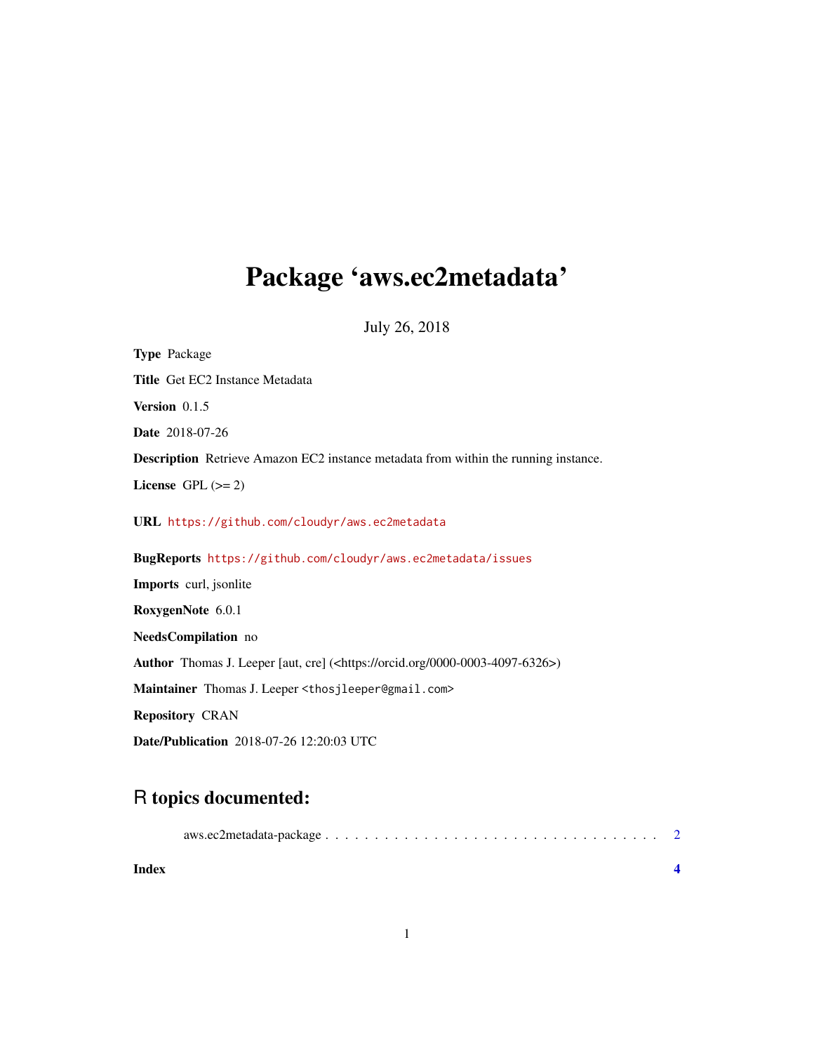# Package 'aws.ec2metadata'

July 26, 2018

**Type** Package

**Title** Get EC2 Instance Metadata

**Version** 0.1.5

**Date** 2018-07-26

**Description** Retrieve Amazon EC2 instance metadata from within the running instance.

**License** GPL (>= 2)

**URL** https://github.com/cloudyr/aws.ec2metadata

**BugReports** https://github.com/cloudyr/aws.ec2metadata/issues

**Imports** curl, jsonlite

**RoxygenNote** 6.0.1

**NeedsCompilation** no

**Author** Thomas J. Leeper [aut, cre] (<https://orcid.org/0000-0003-4097-6326>)

**Maintainer** Thomas J. Leeper <thosjleeper@gmail.com>

**Repository** CRAN

**Date/Publication** 2018-07-26 12:20:03 UTC

## R topics documented:

aws.ec2metadata-package . . . . . . . . . . . . . . . . . . . . . . . . . . . . . . . . . 2

**Index** **4**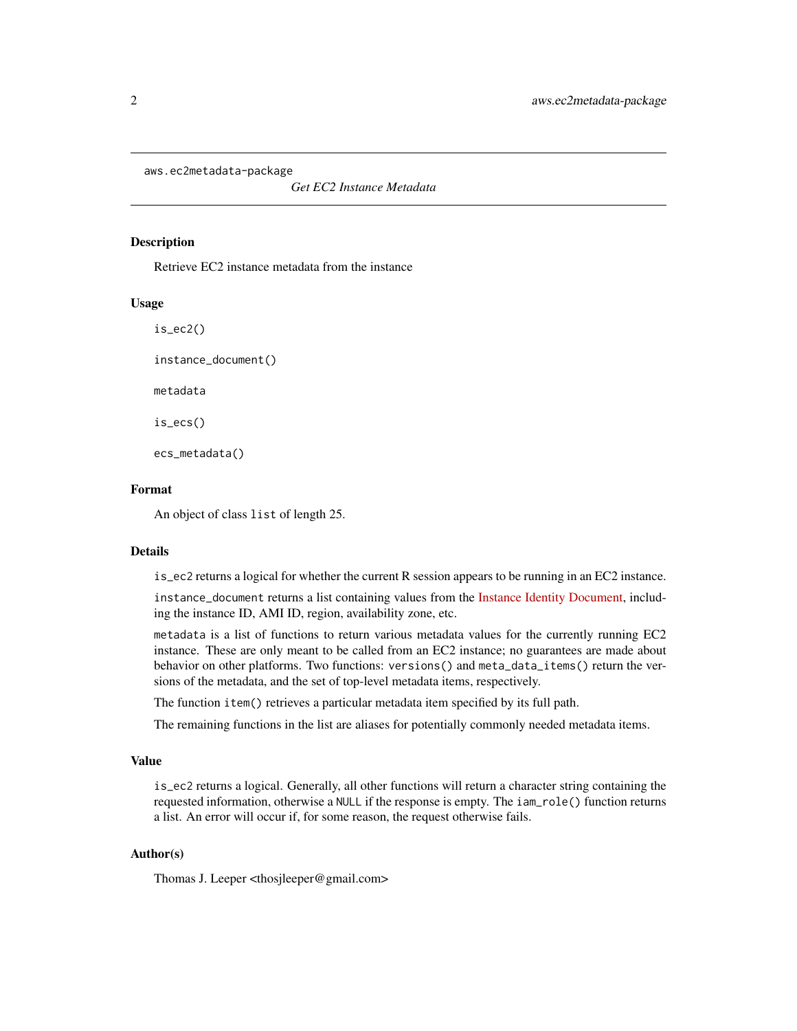```
aws.ec2metadata-package
```

*Get EC2 Instance Metadata*

## Description

Retrieve EC2 instance metadata from the instance

## Usage

```
is_ec2()

instance_document()

metadata

is_ecs()

ecs_metadata()
```

## Format

An object of class `list` of length 25.

## Details

`is_ec2` returns a logical for whether the current R session appears to be running in an EC2 instance.

`instance_document` returns a list containing values from the Instance Identity Document, including the instance ID, AMI ID, region, availability zone, etc.

`metadata` is a list of functions to return various metadata values for the currently running EC2 instance. These are only meant to be called from an EC2 instance; no guarantees are made about behavior on other platforms. Two functions: `versions()` and `meta_data_items()` return the versions of the metadata, and the set of top-level metadata items, respectively.

The function `item()` retrieves a particular metadata item specified by its full path.

The remaining functions in the list are aliases for potentially commonly needed metadata items.

## Value

`is_ec2` returns a logical. Generally, all other functions will return a character string containing the requested information, otherwise a `NULL` if the response is empty. The `iam_role()` function returns a list. An error will occur if, for some reason, the request otherwise fails.

## Author(s)

Thomas J. Leeper <thosjleeper@gmail.com>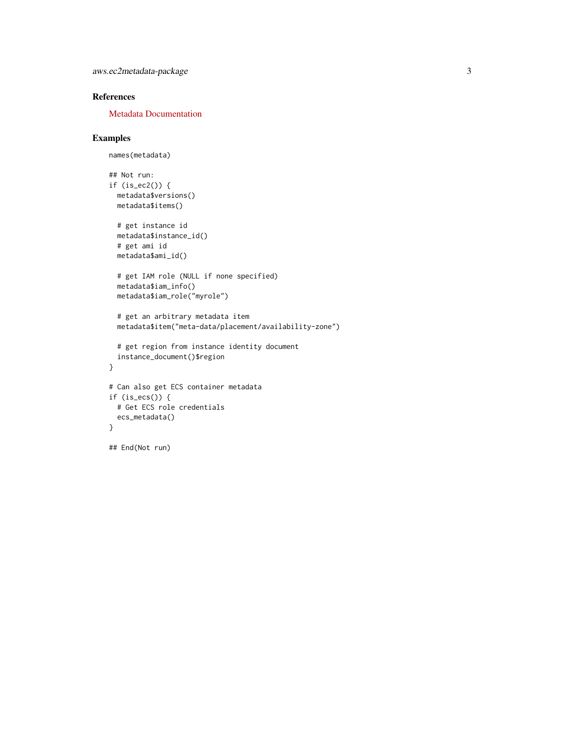## References

Metadata Documentation

## Examples

```
names(metadata)

## Not run:
if (is_ec2()) {
  metadata$versions()
  metadata$items()

  # get instance id
  metadata$instance_id()
  # get ami id
  metadata$ami_id()

  # get IAM role (NULL if none specified)
  metadata$iam_info()
  metadata$iam_role("myrole")

  # get an arbitrary metadata item
  metadata$item("meta-data/placement/availability-zone")

  # get region from instance identity document
  instance_document()$region
}

# Can also get ECS container metadata
if (is_ecs()) {
  # Get ECS role credentials
  ecs_metadata()
}

## End(Not run)
```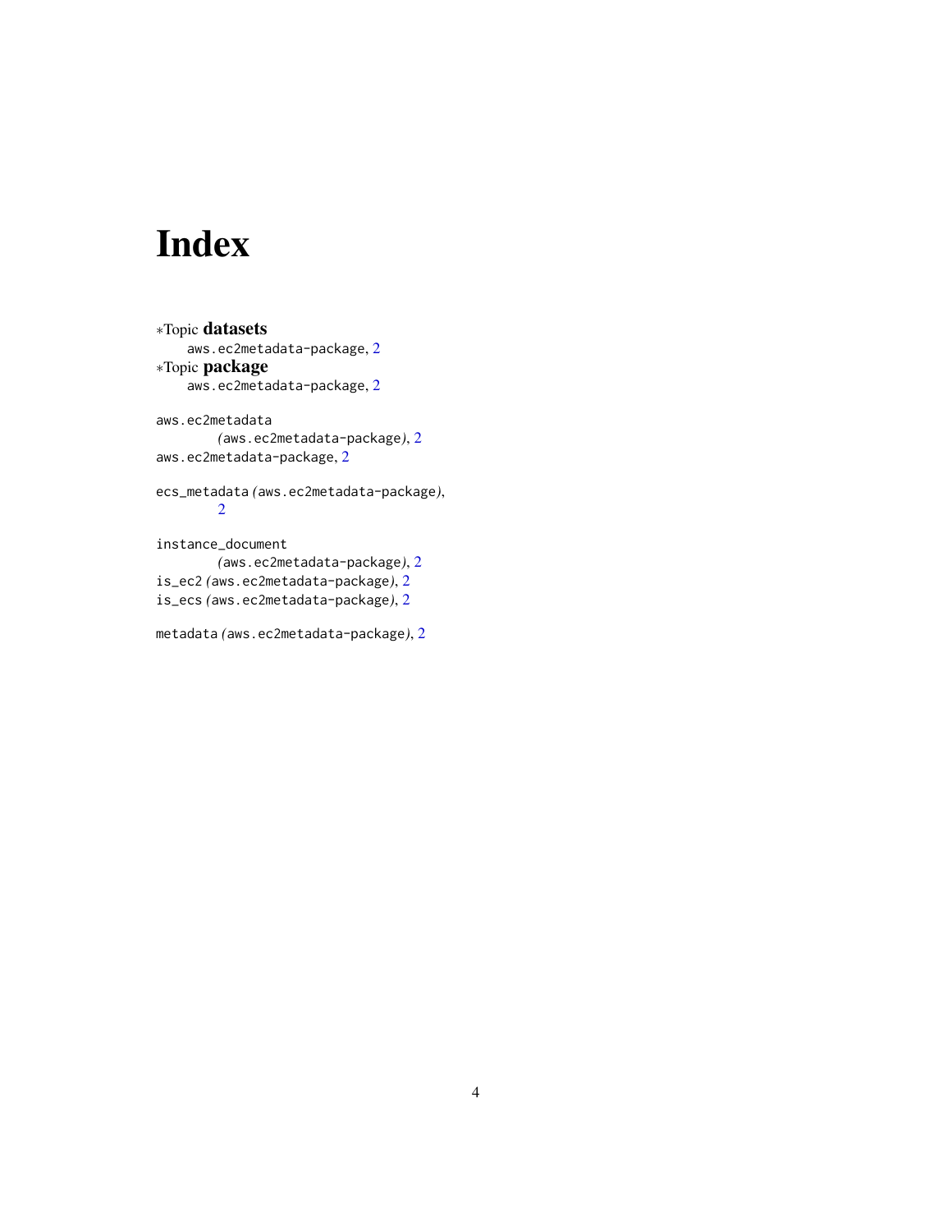# Index

*Topic **datasets**
    aws.ec2metadata-package, 2
*Topic **package**
    aws.ec2metadata-package, 2

aws.ec2metadata
        (aws.ec2metadata-package), 2
aws.ec2metadata-package, 2

ecs_metadata (aws.ec2metadata-package),
        2

instance_document
        (aws.ec2metadata-package), 2
is_ec2 (aws.ec2metadata-package), 2
is_ecs (aws.ec2metadata-package), 2

metadata (aws.ec2metadata-package), 2